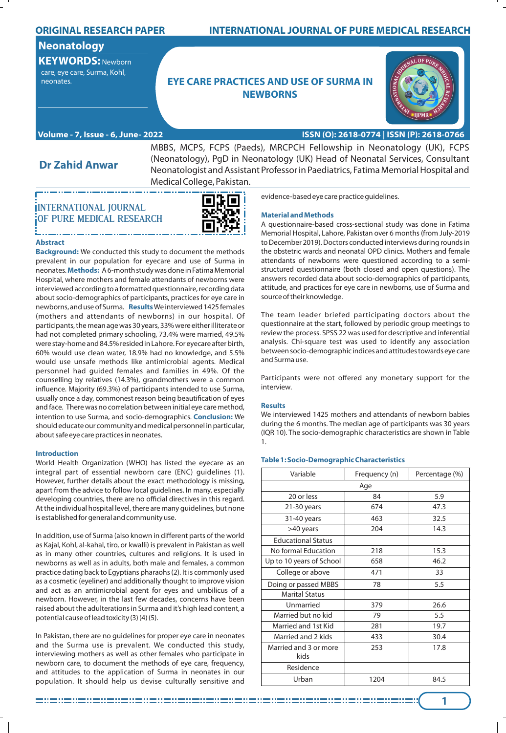ORIGINAL RESEARCH PAPER

Neonatology

**KEYWORDS:** Newborn care, eye care, Surma, Kohl, neonates.

# EYE CARE PRACTICES AND USE OF SURMA IN NEWBORNS

**Dr Zahid Anwar**

MBBS, MCPS, FCPS (Paeds), MRCPCH Fellowship in Neonatology (UK), FCPS (Neonatology), PgD in Neonatology (UK) Head of Neonatal Services, Consultant Neonatologist and Assistant Professor in Paediatrics, Fatima Memorial Hospital and Medical College, Pakistan.

## Abstract

**Background:** We conducted this study to document the methods prevalent in our population for eyecare and use of Surma in neonates. **Methods:** A 6-month study was done in Fatima Memorial Hospital, where mothers and female attendants of newborns were interviewed according to a formatted questionnaire, recording data about socio-demographics of participants, practices for eye care in newborns, and use of Surma. **Results** We interviewed 1425 females (mothers and attendants of newborns) in our hospital. Of participants, the mean age was 30 years, 33% were either illiterate or had not completed primary schooling, 73.4% were married, 49.5% were stay-home and 84.5% resided in Lahore. For eyecare after birth, 60% would use clean water, 18.9% had no knowledge, and 5.5% would use unsafe methods like antimicrobial agents. Medical personnel had guided females and families in 49%. Of the counselling by relatives (14.3%), grandmothers were a common influence. Majority (69.3%) of participants intended to use Surma, usually once a day, commonest reason being beautification of eyes and face. There was no correlation between initial eye care method, intention to use Surma, and socio-demographics. **Conclusion:** We should educate our community and medical personnel in particular, about safe eye care practices in neonates.

## Introduction

World Health Organization (WHO) has listed the eyecare as an integral part of essential newborn care (ENC) guidelines (1). However, further details about the exact methodology is missing, apart from the advice to follow local guidelines. In many, especially developing countries, there are no official directives in this regard. At the individual hospital level, there are many guidelines, but none is established for general and community use.

In addition, use of Surma (also known in different parts of the world as Kajal, Kohl, al-kahal, tiro, or kwalli) is prevalent in Pakistan as well as in many other countries, cultures and religions. It is used in newborns as well as in adults, both male and females, a common practice dating back to Egyptians pharaohs (2). It is commonly used as a cosmetic (eyeliner) and additionally thought to improve vision and act as an antimicrobial agent for eyes and umbilicus of a newborn. However, in the last few decades, concerns have been raised about the adulterations in Surma and it's high lead content, a potential cause of lead toxicity (3) (4) (5).

In Pakistan, there are no guidelines for proper eye care in neonates and the Surma use is prevalent. We conducted this study, interviewing mothers as well as other females who participate in newborn care, to document the methods of eye care, frequency, and attitudes to the application of Surma in neonates in our population. It should help us devise culturally sensitive and evidence-based eye care practice guidelines.

## Material and Methods

A questionnaire-based cross-sectional study was done in Fatima Memorial Hospital, Lahore, Pakistan over 6 months (from July-2019 to December 2019). Doctors conducted interviews during rounds in the obstetric wards and neonatal OPD clinics. Mothers and female attendants of newborns were questioned according to a semi-structured questionnaire (both closed and open questions). The answers recorded data about socio-demographics of participants, attitude, and practices for eye care in newborns, use of Surma and source of their knowledge.

The team leader briefed participating doctors about the questionnaire at the start, followed by periodic group meetings to review the process. SPSS 22 was used for descriptive and inferential analysis. Chi-square test was used to identify any association between socio-demographic indices and attitudes towards eye care and Surma use.

Participants were not offered any monetary support for the interview.

## Results

We interviewed 1425 mothers and attendants of newborn babies during the 6 months. The median age of participants was 30 years (IQR 10). The socio-demographic characteristics are shown in Table 1.

**Table 1: Socio-Demographic Characteristics**

| Variable | Frequency (n) | Percentage (%) |
|---|---|---|
| Age | | |
| 20 or less | 84 | 5.9 |
| 21-30 years | 674 | 47.3 |
| 31-40 years | 463 | 32.5 |
| >40 years | 204 | 14.3 |
| Educational Status | | |
| No formal Education | 218 | 15.3 |
| Up to 10 years of School | 658 | 46.2 |
| College or above | 471 | 33 |
| Doing or passed MBBS | 78 | 5.5 |
| Marital Status | | |
| Unmarried | 379 | 26.6 |
| Married but no kid | 79 | 5.5 |
| Married and 1st Kid | 281 | 19.7 |
| Married and 2 kids | 433 | 30.4 |
| Married and 3 or more kids | 253 | 17.8 |
| Residence | | |
| Urban | 1204 | 84.5 |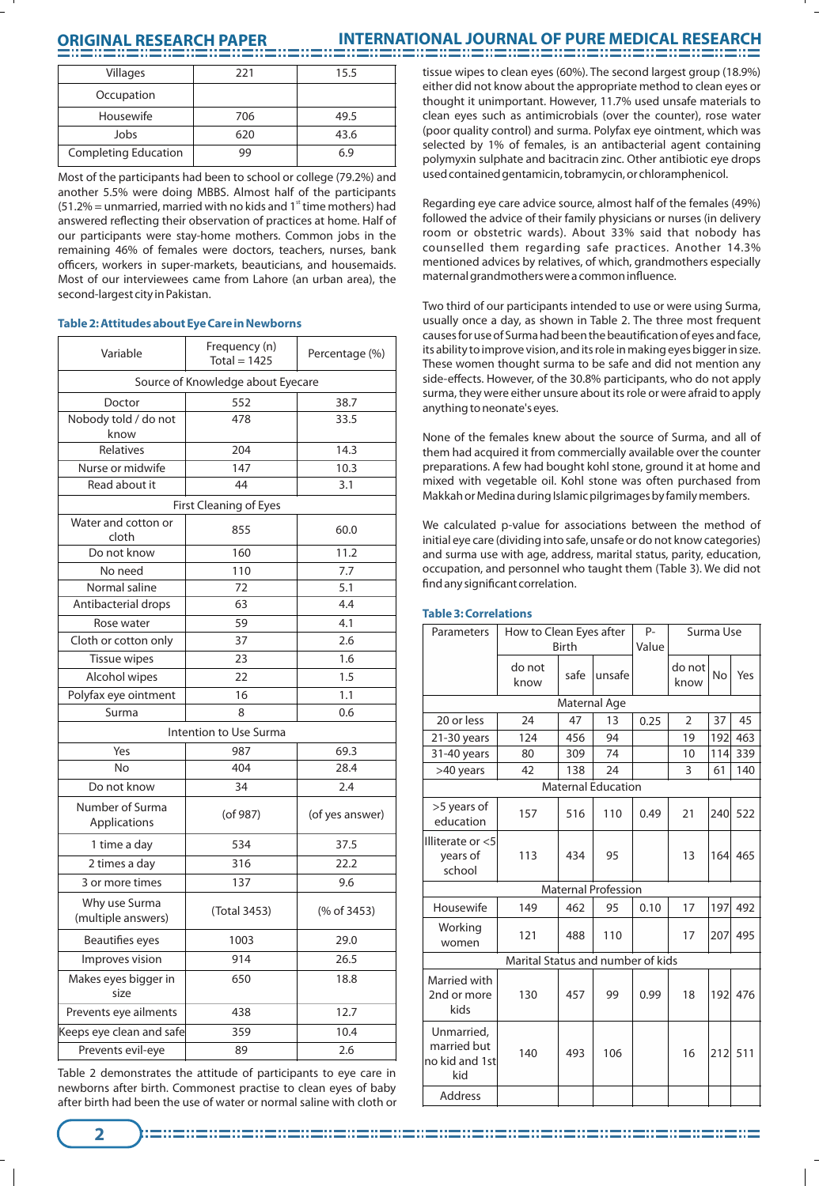| Villages | 221 | 15.5 |
|---|---|---|
| Occupation | | |
| Housewife | 706 | 49.5 |
| Jobs | 620 | 43.6 |
| Completing Education | 99 | 6.9 |

Most of the participants had been to school or college (79.2%) and another 5.5% were doing MBBS. Almost half of the participants (51.2% = unmarried, married with no kids and 1st time mothers) had answered reflecting their observation of practices at home. Half of our participants were stay-home mothers. Common jobs in the remaining 46% of females were doctors, teachers, nurses, bank officers, workers in super-markets, beauticians, and housemaids. Most of our interviewees came from Lahore (an urban area), the second-largest city in Pakistan.

**Table 2: Attitudes about Eye Care in Newborns**

| Variable | Frequency (n) Total = 1425 | Percentage (%) |
|---|---|---|
| Source of Knowledge about Eyecare | | |
| Doctor | 552 | 38.7 |
| Nobody told / do not know | 478 | 33.5 |
| Relatives | 204 | 14.3 |
| Nurse or midwife | 147 | 10.3 |
| Read about it | 44 | 3.1 |
| First Cleaning of Eyes | | |
| Water and cotton or cloth | 855 | 60.0 |
| Do not know | 160 | 11.2 |
| No need | 110 | 7.7 |
| Normal saline | 72 | 5.1 |
| Antibacterial drops | 63 | 4.4 |
| Rose water | 59 | 4.1 |
| Cloth or cotton only | 37 | 2.6 |
| Tissue wipes | 23 | 1.6 |
| Alcohol wipes | 22 | 1.5 |
| Polyfax eye ointment | 16 | 1.1 |
| Surma | 8 | 0.6 |
| Intention to Use Surma | | |
| Yes | 987 | 69.3 |
| No | 404 | 28.4 |
| Do not know | 34 | 2.4 |
| Number of Surma Applications | (of 987) | (of yes answer) |
| 1 time a day | 534 | 37.5 |
| 2 times a day | 316 | 22.2 |
| 3 or more times | 137 | 9.6 |
| Why use Surma (multiple answers) | (Total 3453) | (% of 3453) |
| Beautifies eyes | 1003 | 29.0 |
| Improves vision | 914 | 26.5 |
| Makes eyes bigger in size | 650 | 18.8 |
| Prevents eye ailments | 438 | 12.7 |
| Keeps eye clean and safe | 359 | 10.4 |
| Prevents evil-eye | 89 | 2.6 |

Table 2 demonstrates the attitude of participants to eye care in newborns after birth. Commonest practise to clean eyes of baby after birth had been the use of water or normal saline with cloth or tissue wipes to clean eyes (60%). The second largest group (18.9%) either did not know about the appropriate method to clean eyes or thought it unimportant. However, 11.7% used unsafe materials to clean eyes such as antimicrobials (over the counter), rose water (poor quality control) and surma. Polyfax eye ointment, which was selected by 1% of females, is an antibacterial agent containing polymyxin sulphate and bacitracin zinc. Other antibiotic eye drops used contained gentamicin, tobramycin, or chloramphenicol.

Regarding eye care advice source, almost half of the females (49%) followed the advice of their family physicians or nurses (in delivery room or obstetric wards). About 33% said that nobody has counselled them regarding safe practices. Another 14.3% mentioned advices by relatives, of which, grandmothers especially maternal grandmothers were a common influence.

Two third of our participants intended to use or were using Surma, usually once a day, as shown in Table 2. The three most frequent causes for use of Surma had been the beautification of eyes and face, its ability to improve vision, and its role in making eyes bigger in size. These women thought surma to be safe and did not mention any side-effects. However, of the 30.8% participants, who do not apply surma, they were either unsure about its role or were afraid to apply anything to neonate's eyes.

None of the females knew about the source of Surma, and all of them had acquired it from commercially available over the counter preparations. A few had bought kohl stone, ground it at home and mixed with vegetable oil. Kohl stone was often purchased from Makkah or Medina during Islamic pilgrimages by family members.

We calculated p-value for associations between the method of initial eye care (dividing into safe, unsafe or do not know categories) and surma use with age, address, marital status, parity, education, occupation, and personnel who taught them (Table 3). We did not find any significant correlation.

**Table 3: Correlations**

| Parameters | How to Clean Eyes after Birth | | | P-Value | Surma Use | | |
|---|---|---|---|---|---|---|---|
| | do not know | safe | unsafe | | do not know | No | Yes |
| Maternal Age | | | | | | | |
| 20 or less | 24 | 47 | 13 | 0.25 | 2 | 37 | 45 |
| 21-30 years | 124 | 456 | 94 | | 19 | 192 | 463 |
| 31-40 years | 80 | 309 | 74 | | 10 | 114 | 339 |
| >40 years | 42 | 138 | 24 | | 3 | 61 | 140 |
| Maternal Education | | | | | | | |
| >5 years of education | 157 | 516 | 110 | 0.49 | 21 | 240 | 522 |
| Illiterate or <5 years of school | 113 | 434 | 95 | | 13 | 164 | 465 |
| Maternal Profession | | | | | | | |
| Housewife | 149 | 462 | 95 | 0.10 | 17 | 197 | 492 |
| Working women | 121 | 488 | 110 | | 17 | 207 | 495 |
| Marital Status and number of kids | | | | | | | |
| Married with 2nd or more kids | 130 | 457 | 99 | 0.99 | 18 | 192 | 476 |
| Unmarried, married but no kid and 1st kid | 140 | 493 | 106 | | 16 | 212 | 511 |
| Address | | | | | | | |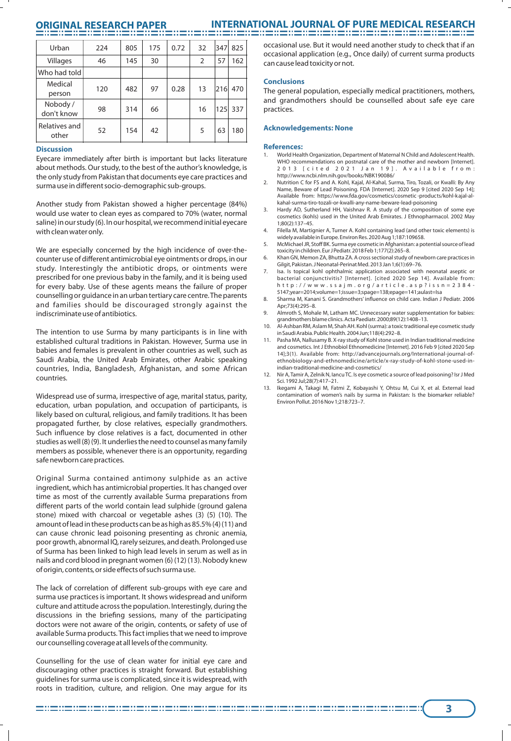| | | | | | | | |
|---|---|---|---|---|---|---|---|
| Urban | 224 | 805 | 175 | 0.72 | 32 | 347 | 825 |
| Villages | 46 | 145 | 30 | | 2 | 57 | 162 |
| Who had told | | | | | | | |
| Medical person | 120 | 482 | 97 | 0.28 | 13 | 216 | 470 |
| Nobody / don't know | 98 | 314 | 66 | | 16 | 125 | 337 |
| Relatives and other | 52 | 154 | 42 | | 5 | 63 | 180 |

### Discussion

Eyecare immediately after birth is important but lacks literature about methods. Our study, to the best of the author's knowledge, is the only study from Pakistan that documents eye care practices and surma use in different socio-demographic sub-groups.

Another study from Pakistan showed a higher percentage (84%) would use water to clean eyes as compared to 70% (water, normal saline) in our study (6). In our hospital, we recommend initial eyecare with clean water only.

We are especially concerned by the high incidence of over-the-counter use of different antimicrobial eye ointments or drops, in our study. Interestingly the antibiotic drops, or ointments were prescribed for one previous baby in the family, and it is being used for every baby. Use of these agents means the failure of proper counselling or guidance in an urban tertiary care centre. The parents and families should be discouraged strongly against the indiscriminate use of antibiotics.

The intention to use Surma by many participants is in line with established cultural traditions in Pakistan. However, Surma use in babies and females is prevalent in other countries as well, such as Saudi Arabia, the United Arab Emirates, other Arabic speaking countries, India, Bangladesh, Afghanistan, and some African countries.

Widespread use of surma, irrespective of age, marital status, parity, education, urban population, and occupation of participants, is likely based on cultural, religious, and family traditions. It has been propagated further, by close relatives, especially grandmothers. Such influence by close relatives is a fact, documented in other studies as well (8) (9). It underlies the need to counsel as many family members as possible, whenever there is an opportunity, regarding safe newborn care practices.

Original Surma contained antimony sulphide as an active ingredient, which has antimicrobial properties. It has changed over time as most of the currently available Surma preparations from different parts of the world contain lead sulphide (ground galena stone) mixed with charcoal or vegetable ashes (3) (5) (10). The amount of lead in these products can be as high as 85.5% (4) (11) and can cause chronic lead poisoning presenting as chronic anemia, poor growth, abnormal IQ, rarely seizures, and death. Prolonged use of Surma has been linked to high lead levels in serum as well as in nails and cord blood in pregnant women (6) (12) (13). Nobody knew of origin, contents, or side effects of such surma use.

The lack of correlation of different sub-groups with eye care and surma use practices is important. It shows widespread and uniform culture and attitude across the population. Interestingly, during the discussions in the briefing sessions, many of the participating doctors were not aware of the origin, contents, or safety of use of available Surma products. This fact implies that we need to improve our counselling coverage at all levels of the community.

Counselling for the use of clean water for initial eye care and discouraging other practices is straight forward. But establishing guidelines for surma use is complicated, since it is widespread, with roots in tradition, culture, and religion. One may argue for its occasional use. But it would need another study to check that if an occasional application (e.g., Once daily) of current surma products can cause lead toxicity or not.

### Conclusions

The general population, especially medical practitioners, mothers, and grandmothers should be counselled about safe eye care practices.

### Acknowledgements: None

### References:

1. World Health Organization, Department of Maternal N Child and Adolescent Health. WHO recommendations on postnatal care of the mother and newborn [Internet]. 2013 [cited 2021 Jan 19]. Available from: http://www.ncbi.nlm.nih.gov/books/NBK190086/
2. Nutrition C for FS and A. Kohl, Kajal, Al-Kahal, Surma, Tiro, Tozali, or Kwalli: By Any Name, Beware of Lead Poisoning. FDA [Internet]. 2020 Sep 9 [cited 2020 Sep 14]; Available from: https://www.fda.gov/cosmetics/cosmetic-products/kohl-kajal-al-kahal-surma-tiro-tozali-or-kwalli-any-name-beware-lead-poisoning
3. Hardy AD, Sutherland HH, Vaishnav R. A study of the composition of some eye cosmetics (kohls) used in the United Arab Emirates. J Ethnopharmacol. 2002 May 1;80(2):137–45.
4. Filella M, Martignier A, Turner A. Kohl containing lead (and other toxic elements) is widely available in Europe. Environ Res. 2020 Aug 1;187:109658.
5. McMichael JR, Stoff BK. Surma eye cosmetic in Afghanistan: a potential source of lead toxicity in children. Eur J Pediatr. 2018 Feb 1;177(2):265–8.
6. Khan GN, Memon ZA, Bhutta ZA. A cross sectional study of newborn care practices in Gilgit, Pakistan. J Neonatal-Perinat Med. 2013 Jan 1;6(1):69–76.
7. Isa. Is topical kohl ophthalmic application associated with neonatal aseptic or bacterial conjunctivitis? [Internet]. [cited 2020 Sep 14]. Available from: http://www.ssajm.org/article.asp?issn=2384-5147;year=2014;volume=1;issue=3;spage=138;epage=141;aulast=Isa
8. Sharma M, Kanani S. Grandmothers' influence on child care. Indian J Pediatr. 2006 Apr;73(4):295–8.
9. Almroth S, Mohale M, Latham MC. Unnecessary water supplementation for babies: grandmothers blame clinics. Acta Paediatr. 2000;89(12):1408–13.
10. Al-Ashban RM, Aslam M, Shah AH. Kohl (surma): a toxic traditional eye cosmetic study in Saudi Arabia. Public Health. 2004 Jun;118(4):292–8.
11. Pasha MA, Nallusamy B. X-ray study of Kohl stone used in Indian traditional medicine and cosmetics. Int J Ethnobiol Ethnomedicine [Internet]. 2016 Feb 9 [cited 2020 Sep 14];3(1). Available from: http://advancejournals.org/International-journal-of-ethnobiology-and-ethnomedicine/article/x-ray-study-of-kohl-stone-used-in-indian-traditional-medicine-and-cosmetics/
12. Nir A, Tamir A, Zelnik N, Iancu TC. Is eye cosmetic a source of lead poisoning? Isr J Med Sci. 1992 Jul;28(7):417–21.
13. Ikegami A, Takagi M, Fatmi Z, Kobayashi Y, Ohtsu M, Cui X, et al. External lead contamination of women's nails by surma in Pakistan: Is the biomarker reliable? Environ Pollut. 2016 Nov 1;218:723–7.